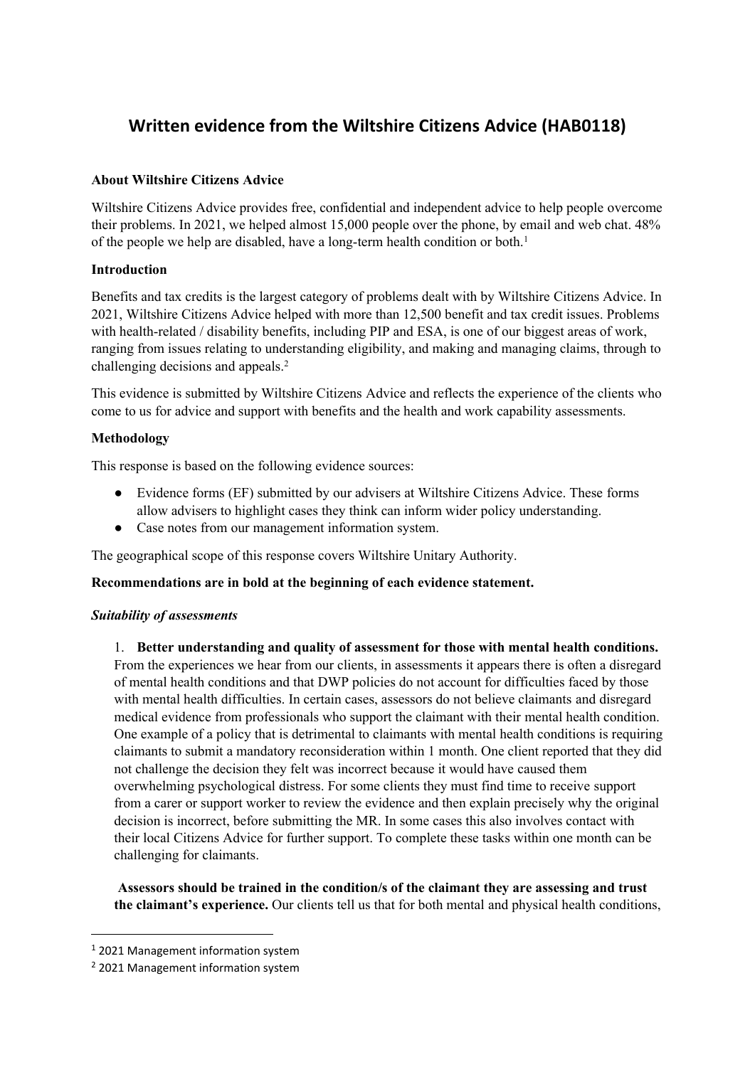# Written evidence from the Wiltshire Citizens Advice (HAB0118)

**About Wiltshire Citizens Advice**

Wiltshire Citizens Advice provides free, confidential and independent advice to help people overcome their problems. In 2021, we helped almost 15,000 people over the phone, by email and web chat. 48% of the people we help are disabled, have a long-term health condition or both.[1]

**Introduction**

Benefits and tax credits is the largest category of problems dealt with by Wiltshire Citizens Advice. In 2021, Wiltshire Citizens Advice helped with more than 12,500 benefit and tax credit issues. Problems with health-related / disability benefits, including PIP and ESA, is one of our biggest areas of work, ranging from issues relating to understanding eligibility, and making and managing claims, through to challenging decisions and appeals.[2]

This evidence is submitted by Wiltshire Citizens Advice and reflects the experience of the clients who come to us for advice and support with benefits and the health and work capability assessments.

**Methodology**

This response is based on the following evidence sources:

- Evidence forms (EF) submitted by our advisers at Wiltshire Citizens Advice. These forms allow advisers to highlight cases they think can inform wider policy understanding.
- Case notes from our management information system.

The geographical scope of this response covers Wiltshire Unitary Authority.

**Recommendations are in bold at the beginning of each evidence statement.**

***Suitability of assessments***

1. **Better understanding and quality of assessment for those with mental health conditions.** From the experiences we hear from our clients, in assessments it appears there is often a disregard of mental health conditions and that DWP policies do not account for difficulties faced by those with mental health difficulties. In certain cases, assessors do not believe claimants and disregard medical evidence from professionals who support the claimant with their mental health condition. One example of a policy that is detrimental to claimants with mental health conditions is requiring claimants to submit a mandatory reconsideration within 1 month. One client reported that they did not challenge the decision they felt was incorrect because it would have caused them overwhelming psychological distress. For some clients they must find time to receive support from a carer or support worker to review the evidence and then explain precisely why the original decision is incorrect, before submitting the MR. In some cases this also involves contact with their local Citizens Advice for further support. To complete these tasks within one month can be challenging for claimants.

   **Assessors should be trained in the condition/s of the claimant they are assessing and trust the claimant's experience.** Our clients tell us that for both mental and physical health conditions,

---

[1] 2021 Management information system

[2] 2021 Management information system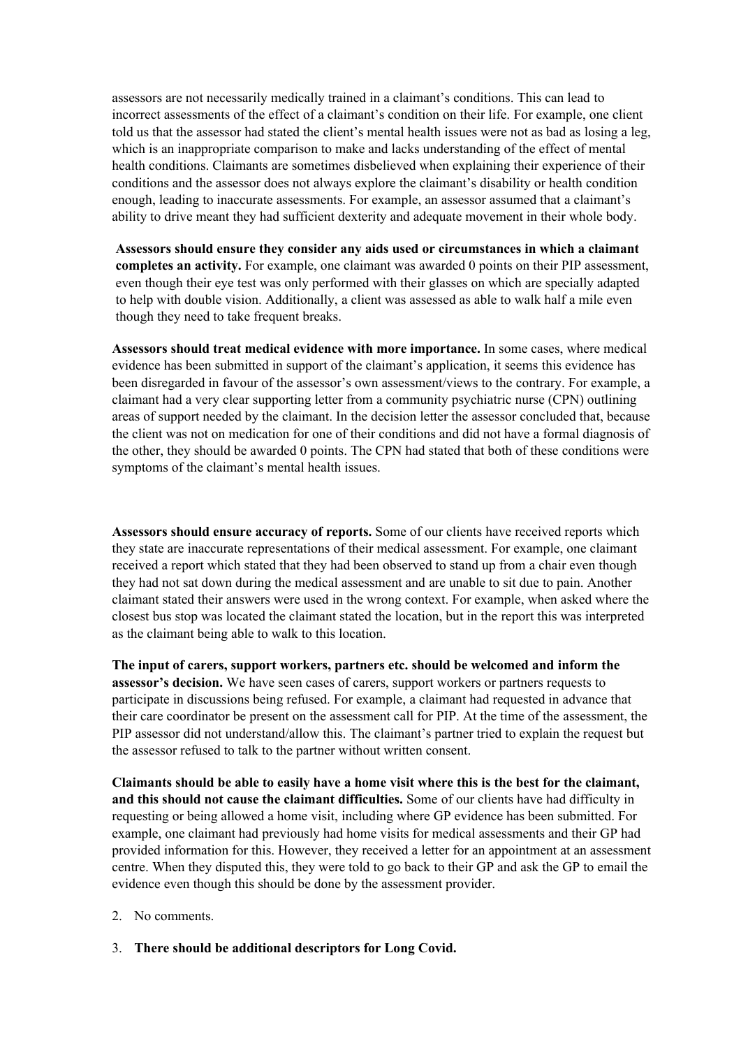assessors are not necessarily medically trained in a claimant's conditions. This can lead to incorrect assessments of the effect of a claimant's condition on their life. For example, one client told us that the assessor had stated the client's mental health issues were not as bad as losing a leg, which is an inappropriate comparison to make and lacks understanding of the effect of mental health conditions. Claimants are sometimes disbelieved when explaining their experience of their conditions and the assessor does not always explore the claimant's disability or health condition enough, leading to inaccurate assessments. For example, an assessor assumed that a claimant's ability to drive meant they had sufficient dexterity and adequate movement in their whole body.

**Assessors should ensure they consider any aids used or circumstances in which a claimant completes an activity.** For example, one claimant was awarded 0 points on their PIP assessment, even though their eye test was only performed with their glasses on which are specially adapted to help with double vision. Additionally, a client was assessed as able to walk half a mile even though they need to take frequent breaks.

**Assessors should treat medical evidence with more importance.** In some cases, where medical evidence has been submitted in support of the claimant's application, it seems this evidence has been disregarded in favour of the assessor's own assessment/views to the contrary. For example, a claimant had a very clear supporting letter from a community psychiatric nurse (CPN) outlining areas of support needed by the claimant. In the decision letter the assessor concluded that, because the client was not on medication for one of their conditions and did not have a formal diagnosis of the other, they should be awarded 0 points. The CPN had stated that both of these conditions were symptoms of the claimant's mental health issues.

**Assessors should ensure accuracy of reports.** Some of our clients have received reports which they state are inaccurate representations of their medical assessment. For example, one claimant received a report which stated that they had been observed to stand up from a chair even though they had not sat down during the medical assessment and are unable to sit due to pain. Another claimant stated their answers were used in the wrong context. For example, when asked where the closest bus stop was located the claimant stated the location, but in the report this was interpreted as the claimant being able to walk to this location.

**The input of carers, support workers, partners etc. should be welcomed and inform the assessor's decision.** We have seen cases of carers, support workers or partners requests to participate in discussions being refused. For example, a claimant had requested in advance that their care coordinator be present on the assessment call for PIP. At the time of the assessment, the PIP assessor did not understand/allow this. The claimant's partner tried to explain the request but the assessor refused to talk to the partner without written consent.

**Claimants should be able to easily have a home visit where this is the best for the claimant, and this should not cause the claimant difficulties.** Some of our clients have had difficulty in requesting or being allowed a home visit, including where GP evidence has been submitted. For example, one claimant had previously had home visits for medical assessments and their GP had provided information for this. However, they received a letter for an appointment at an assessment centre. When they disputed this, they were told to go back to their GP and ask the GP to email the evidence even though this should be done by the assessment provider.

2. No comments.

3. **There should be additional descriptors for Long Covid.**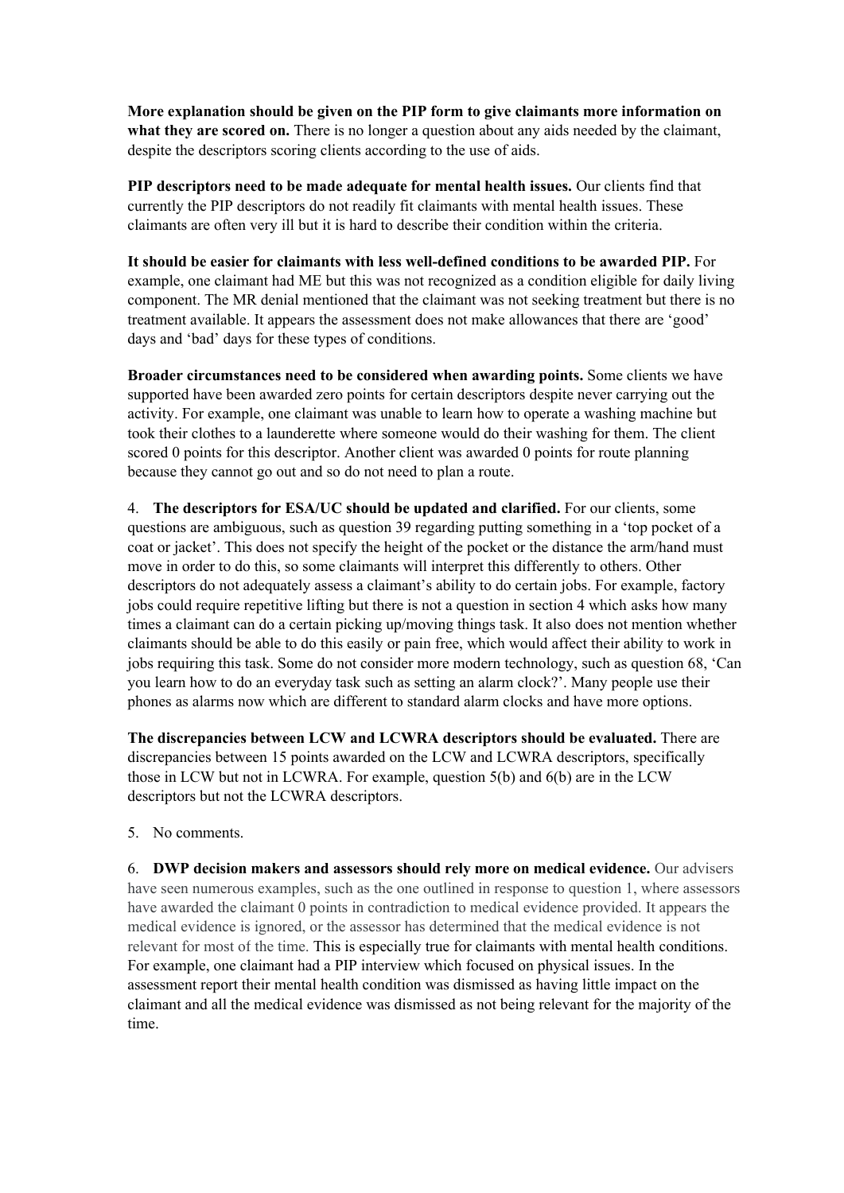**More explanation should be given on the PIP form to give claimants more information on what they are scored on.** There is no longer a question about any aids needed by the claimant, despite the descriptors scoring clients according to the use of aids.

**PIP descriptors need to be made adequate for mental health issues.** Our clients find that currently the PIP descriptors do not readily fit claimants with mental health issues. These claimants are often very ill but it is hard to describe their condition within the criteria.

**It should be easier for claimants with less well-defined conditions to be awarded PIP.** For example, one claimant had ME but this was not recognized as a condition eligible for daily living component. The MR denial mentioned that the claimant was not seeking treatment but there is no treatment available. It appears the assessment does not make allowances that there are 'good' days and 'bad' days for these types of conditions.

**Broader circumstances need to be considered when awarding points.** Some clients we have supported have been awarded zero points for certain descriptors despite never carrying out the activity. For example, one claimant was unable to learn how to operate a washing machine but took their clothes to a launderette where someone would do their washing for them. The client scored 0 points for this descriptor. Another client was awarded 0 points for route planning because they cannot go out and so do not need to plan a route.

4. **The descriptors for ESA/UC should be updated and clarified.** For our clients, some questions are ambiguous, such as question 39 regarding putting something in a 'top pocket of a coat or jacket'. This does not specify the height of the pocket or the distance the arm/hand must move in order to do this, so some claimants will interpret this differently to others. Other descriptors do not adequately assess a claimant's ability to do certain jobs. For example, factory jobs could require repetitive lifting but there is not a question in section 4 which asks how many times a claimant can do a certain picking up/moving things task. It also does not mention whether claimants should be able to do this easily or pain free, which would affect their ability to work in jobs requiring this task. Some do not consider more modern technology, such as question 68, 'Can you learn how to do an everyday task such as setting an alarm clock?'. Many people use their phones as alarms now which are different to standard alarm clocks and have more options.

**The discrepancies between LCW and LCWRA descriptors should be evaluated.** There are discrepancies between 15 points awarded on the LCW and LCWRA descriptors, specifically those in LCW but not in LCWRA. For example, question 5(b) and 6(b) are in the LCW descriptors but not the LCWRA descriptors.

5. No comments.

6. **DWP decision makers and assessors should rely more on medical evidence.** Our advisers have seen numerous examples, such as the one outlined in response to question 1, where assessors have awarded the claimant 0 points in contradiction to medical evidence provided. It appears the medical evidence is ignored, or the assessor has determined that the medical evidence is not relevant for most of the time. This is especially true for claimants with mental health conditions. For example, one claimant had a PIP interview which focused on physical issues. In the assessment report their mental health condition was dismissed as having little impact on the claimant and all the medical evidence was dismissed as not being relevant for the majority of the time.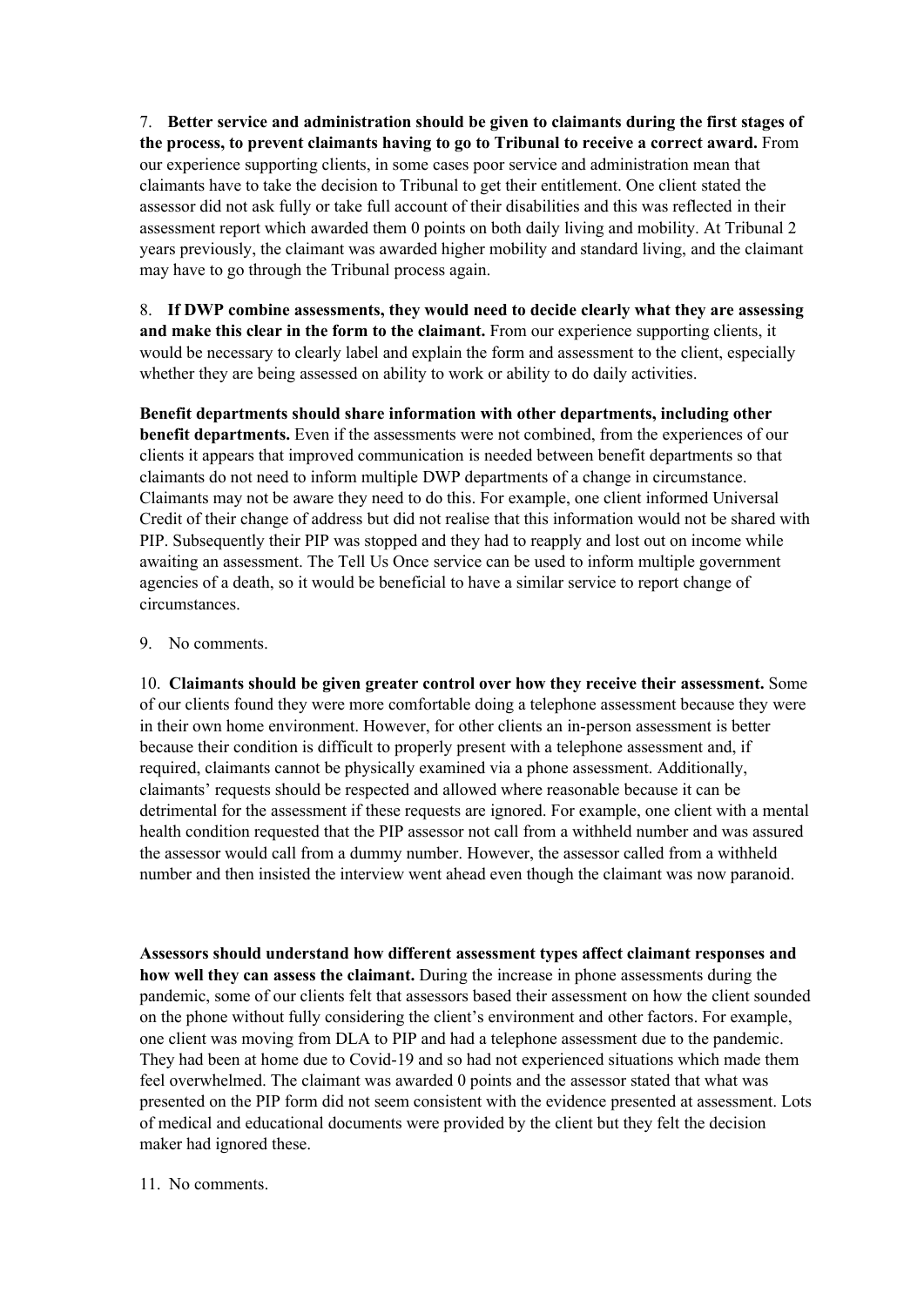7. **Better service and administration should be given to claimants during the first stages of the process, to prevent claimants having to go to Tribunal to receive a correct award.** From our experience supporting clients, in some cases poor service and administration mean that claimants have to take the decision to Tribunal to get their entitlement. One client stated the assessor did not ask fully or take full account of their disabilities and this was reflected in their assessment report which awarded them 0 points on both daily living and mobility. At Tribunal 2 years previously, the claimant was awarded higher mobility and standard living, and the claimant may have to go through the Tribunal process again.

8. **If DWP combine assessments, they would need to decide clearly what they are assessing and make this clear in the form to the claimant.** From our experience supporting clients, it would be necessary to clearly label and explain the form and assessment to the client, especially whether they are being assessed on ability to work or ability to do daily activities.

**Benefit departments should share information with other departments, including other benefit departments.** Even if the assessments were not combined, from the experiences of our clients it appears that improved communication is needed between benefit departments so that claimants do not need to inform multiple DWP departments of a change in circumstance. Claimants may not be aware they need to do this. For example, one client informed Universal Credit of their change of address but did not realise that this information would not be shared with PIP. Subsequently their PIP was stopped and they had to reapply and lost out on income while awaiting an assessment. The Tell Us Once service can be used to inform multiple government agencies of a death, so it would be beneficial to have a similar service to report change of circumstances.

9. No comments.

10. **Claimants should be given greater control over how they receive their assessment.** Some of our clients found they were more comfortable doing a telephone assessment because they were in their own home environment. However, for other clients an in-person assessment is better because their condition is difficult to properly present with a telephone assessment and, if required, claimants cannot be physically examined via a phone assessment. Additionally, claimants' requests should be respected and allowed where reasonable because it can be detrimental for the assessment if these requests are ignored. For example, one client with a mental health condition requested that the PIP assessor not call from a withheld number and was assured the assessor would call from a dummy number. However, the assessor called from a withheld number and then insisted the interview went ahead even though the claimant was now paranoid.

**Assessors should understand how different assessment types affect claimant responses and how well they can assess the claimant.** During the increase in phone assessments during the pandemic, some of our clients felt that assessors based their assessment on how the client sounded on the phone without fully considering the client's environment and other factors. For example, one client was moving from DLA to PIP and had a telephone assessment due to the pandemic. They had been at home due to Covid-19 and so had not experienced situations which made them feel overwhelmed. The claimant was awarded 0 points and the assessor stated that what was presented on the PIP form did not seem consistent with the evidence presented at assessment. Lots of medical and educational documents were provided by the client but they felt the decision maker had ignored these.

11. No comments.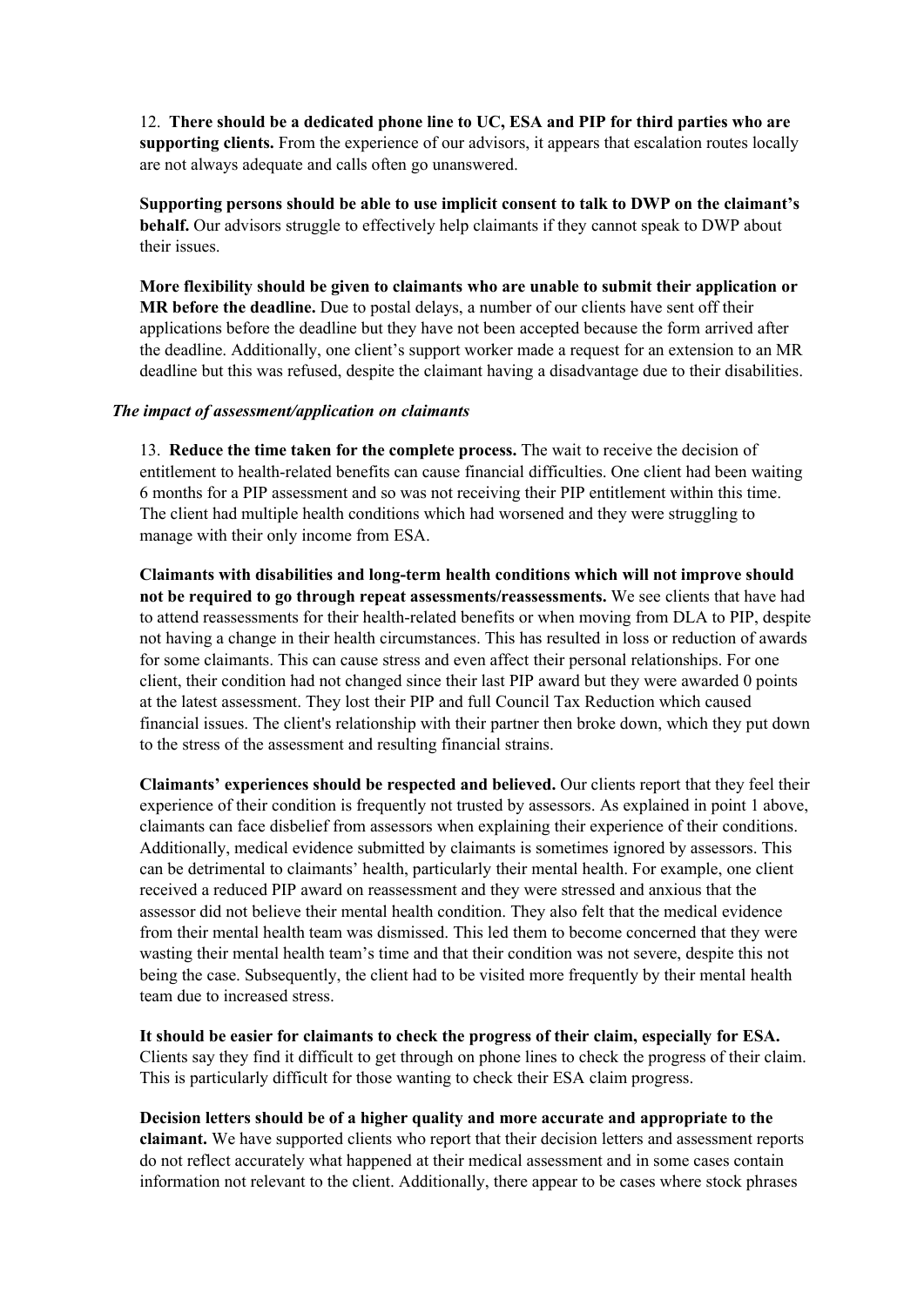12. **There should be a dedicated phone line to UC, ESA and PIP for third parties who are supporting clients.** From the experience of our advisors, it appears that escalation routes locally are not always adequate and calls often go unanswered.

**Supporting persons should be able to use implicit consent to talk to DWP on the claimant's behalf.** Our advisors struggle to effectively help claimants if they cannot speak to DWP about their issues.

**More flexibility should be given to claimants who are unable to submit their application or MR before the deadline.** Due to postal delays, a number of our clients have sent off their applications before the deadline but they have not been accepted because the form arrived after the deadline. Additionally, one client's support worker made a request for an extension to an MR deadline but this was refused, despite the claimant having a disadvantage due to their disabilities.

***The impact of assessment/application on claimants***

13. **Reduce the time taken for the complete process.** The wait to receive the decision of entitlement to health-related benefits can cause financial difficulties. One client had been waiting 6 months for a PIP assessment and so was not receiving their PIP entitlement within this time. The client had multiple health conditions which had worsened and they were struggling to manage with their only income from ESA.

**Claimants with disabilities and long-term health conditions which will not improve should not be required to go through repeat assessments/reassessments.** We see clients that have had to attend reassessments for their health-related benefits or when moving from DLA to PIP, despite not having a change in their health circumstances. This has resulted in loss or reduction of awards for some claimants. This can cause stress and even affect their personal relationships. For one client, their condition had not changed since their last PIP award but they were awarded 0 points at the latest assessment. They lost their PIP and full Council Tax Reduction which caused financial issues. The client's relationship with their partner then broke down, which they put down to the stress of the assessment and resulting financial strains.

**Claimants' experiences should be respected and believed.** Our clients report that they feel their experience of their condition is frequently not trusted by assessors. As explained in point 1 above, claimants can face disbelief from assessors when explaining their experience of their conditions. Additionally, medical evidence submitted by claimants is sometimes ignored by assessors. This can be detrimental to claimants' health, particularly their mental health. For example, one client received a reduced PIP award on reassessment and they were stressed and anxious that the assessor did not believe their mental health condition. They also felt that the medical evidence from their mental health team was dismissed. This led them to become concerned that they were wasting their mental health team's time and that their condition was not severe, despite this not being the case. Subsequently, the client had to be visited more frequently by their mental health team due to increased stress.

**It should be easier for claimants to check the progress of their claim, especially for ESA.** Clients say they find it difficult to get through on phone lines to check the progress of their claim. This is particularly difficult for those wanting to check their ESA claim progress.

**Decision letters should be of a higher quality and more accurate and appropriate to the claimant.** We have supported clients who report that their decision letters and assessment reports do not reflect accurately what happened at their medical assessment and in some cases contain information not relevant to the client. Additionally, there appear to be cases where stock phrases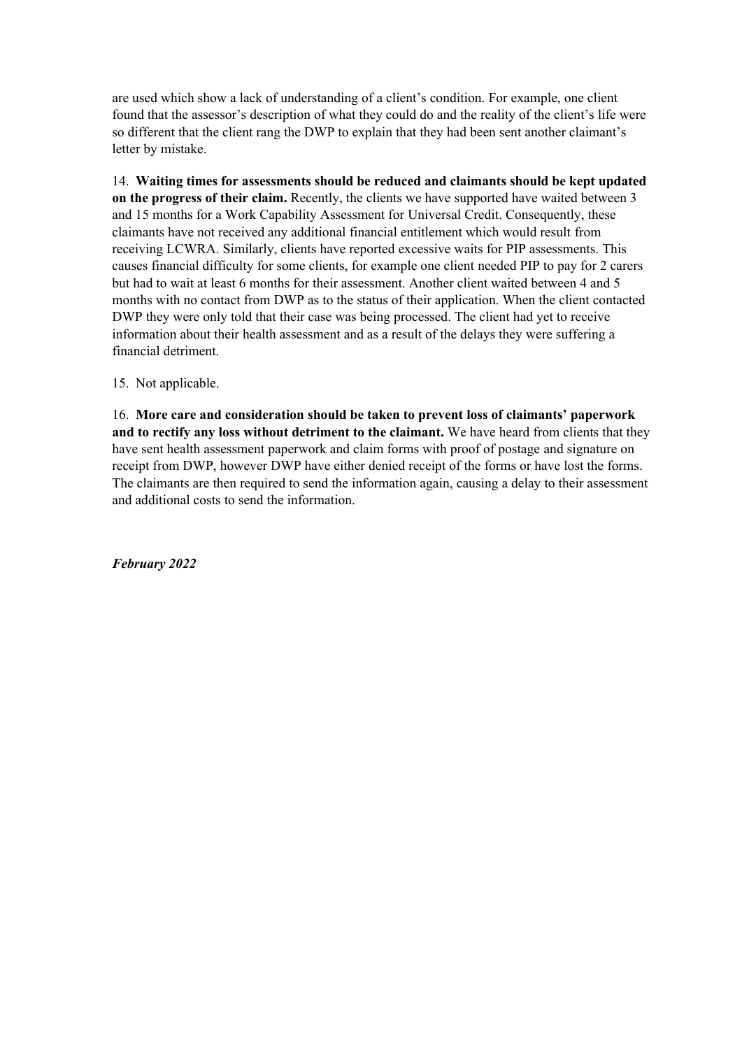are used which show a lack of understanding of a client's condition. For example, one client found that the assessor's description of what they could do and the reality of the client's life were so different that the client rang the DWP to explain that they had been sent another claimant's letter by mistake.

14. **Waiting times for assessments should be reduced and claimants should be kept updated on the progress of their claim.** Recently, the clients we have supported have waited between 3 and 15 months for a Work Capability Assessment for Universal Credit. Consequently, these claimants have not received any additional financial entitlement which would result from receiving LCWRA. Similarly, clients have reported excessive waits for PIP assessments. This causes financial difficulty for some clients, for example one client needed PIP to pay for 2 carers but had to wait at least 6 months for their assessment. Another client waited between 4 and 5 months with no contact from DWP as to the status of their application. When the client contacted DWP they were only told that their case was being processed. The client had yet to receive information about their health assessment and as a result of the delays they were suffering a financial detriment.

15. Not applicable.

16. **More care and consideration should be taken to prevent loss of claimants' paperwork and to rectify any loss without detriment to the claimant.** We have heard from clients that they have sent health assessment paperwork and claim forms with proof of postage and signature on receipt from DWP, however DWP have either denied receipt of the forms or have lost the forms. The claimants are then required to send the information again, causing a delay to their assessment and additional costs to send the information.

***February 2022***